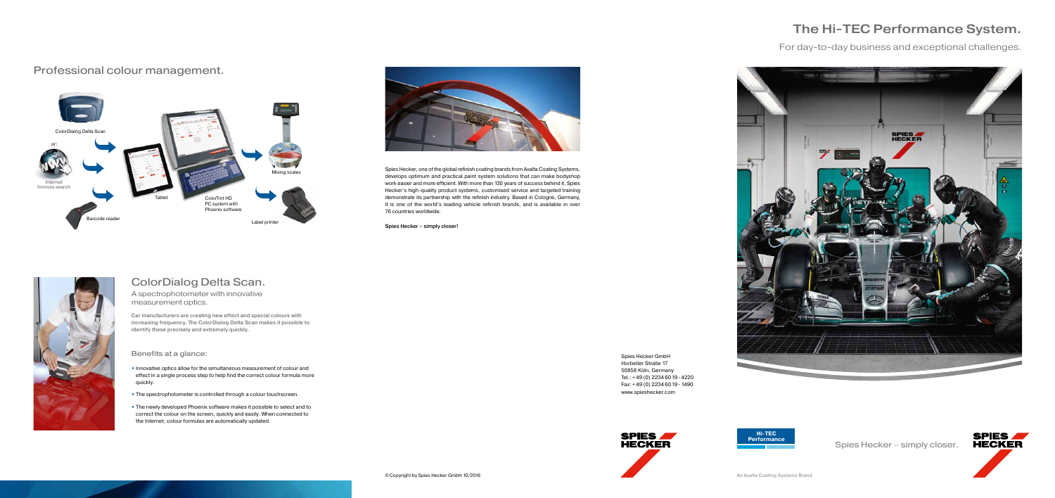## Professional colour management.

ColorDialog Delta Scan

or:

Internet formula search

Barcode reader

Tablet

ColorTint HD PC system with Phoenix software

Mixing scales

Label printer

Spies Hecker, one of the global refinish coating brands from Axalta Coating Systems, develops optimum and practical paint system solutions that can make bodyshop work easier and more efficient. With more than 130 years of success behind it, Spies Hecker's high-quality product systems, customised service and targeted training demonstrate its partnership with the refinish industry. Based in Cologne, Germany, it is one of the world's leading vehicle refinish brands, and is available in over 76 countries worldwide.

**Spies Hecker – simply closer!**

## ColorDialog Delta Scan.

A spectrophotometer with innovative measurement optics.

**Car manufacturers are creating new effect and special colours with increasing frequency. The ColorDialog Delta Scan makes it possible to identify these precisely and extremely quickly.**

### Benefits at a glance:

- Innovative optics allow for the simultaneous measurement of colour and effect in a single process step to help find the correct colour formula more quickly.
- The spectrophotometer is controlled through a colour touchscreen.
- The newly developed Phoenix software makes it possible to select and to correct the colour on the screen, quickly and easily. When connected to the Internet, colour formulas are automatically updated.

Spies Hecker GmbH
Horbeller Straße 17
50858 Köln, Germany
Tel.: + 49 (0) 2234 60 19 - 4220
Fax: + 49 (0) 2234 60 19 - 1490
www.spieshecker.com

© Copyright by Spies Hecker GmbH 10/2016

# The Hi-TEC Performance System.

For day-to-day business and exceptional challenges.

Hi-TEC Performance

Spies Hecker – simply closer.

An Axalta Coating Systems Brand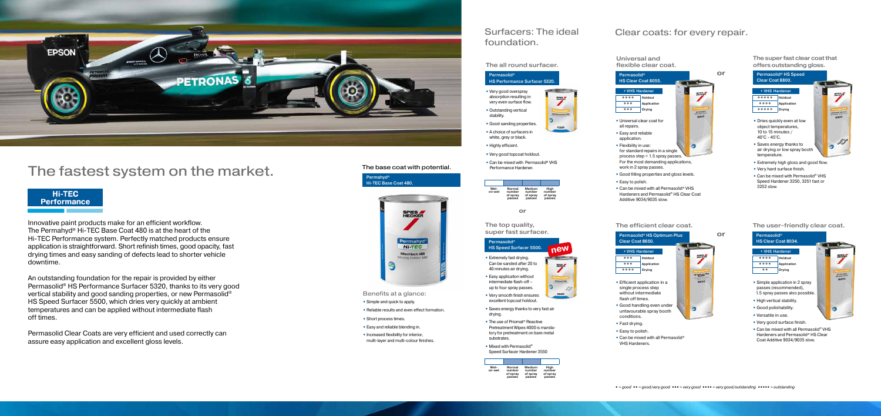# The fastest system on the market.

**Hi-TEC Performance**

Innovative paint products make for an efficient workflow. The Permahyd® Hi-TEC Base Coat 480 is at the heart of the Hi-TEC Performance system. Perfectly matched products ensure application is straightforward. Short refinish times, good opacity, fast drying times and easy sanding of defects lead to shorter vehicle downtime.

An outstanding foundation for the repair is provided by either Permasolid® HS Performance Surfacer 5320, thanks to its very good vertical stability and good sanding properties, or new Permasolid® HS Speed Surfacer 5500, which dries very quickly at ambient temperatures and can be applied without intermediate flash off times.

Permasolid Clear Coats are very efficient and used correctly can assure easy application and excellent gloss levels.

### The base coat with potential.

**Permahyd® Hi-TEC Base Coat 480.**

Benefits at a glance:

- Simple and quick to apply.
- Reliable results and even effect formation.
- Short process times.
- Easy and reliable blending in.
- Increased flexibility for interior, multi-layer and multi-colour finishes.

## Surfacers: The ideal foundation.

### The all round surfacer.

**Permasolid® HS Performance Surfacer 5320.**

- Very good overspray absorption resulting in very even surface flow.
- Outstanding vertical stability.
- Good sanding properties.
- A choice of surfacers in white, grey or black.
- Highly efficient.
- Very good topcoat holdout.
- Can be mixed with Permasolid® VHS Performance Hardener.

| Wet-on-wet | Normal number of spray passes | Medium number of spray passes | High number of spray passes |
|---|---|---|---|

or

### The top quality, super fast surfacer.

**Permasolid® HS Speed Surfacer 5500.** new

- Extremely fast drying. Can be sanded after 20 to 40 minutes air drying.
- Easy application without intermediate flash-off – up to four spray passes.
- Very smooth finish ensures excellent topcoat holdout.
- Saves energy thanks to very fast air drying.
- The use of Priomat® Reactive Pretreatment Wipes 4000 is mandatory for pretreatment on bare metal substrates.
- Mixed with Permasolid® Speed Surfacer Hardener 3550

| Wet-on-wet | Normal number of spray passes | Medium number of spray passes | High number of spray passes |
|---|---|---|---|

## Clear coats: for every repair.

### Universal and flexible clear coat.

**Permasolid® HS Clear Coat 8055.**

| + VHS Hardener | |
|---|---|
| •••• | Holdout |
| ••• | Application |
| ••• | Drying |

- Universal clear coat for all repairs.
- Easy and reliable application.
- Flexibility in use: for standard repairs in a single process step = 1.5 spray passes. For the most demanding applications, work in 2 spray passes.
- Good filling properties and gloss levels.
- Easy to polish.
- Can be mixed with all Permasolid® VHS Hardeners and Permasolid® HS Clear Coat Additive 9034/9035 slow.

or

### The super fast clear coat that offers outstanding gloss.

**Permasolid® HS Speed Clear Coat 8800.**

| + VHS Hardener | |
|---|---|
| ••••• | Holdout |
| •••• | Application |
| ••••• | Drying |

- Dries quickly even at low object temperatures, 10 to 15 minutes / 40°C - 45°C.
- Saves energy thanks to air drying or low spray booth temperature.
- Extremely high gloss and good flow.
- Very hard surface finish.
- Can be mixed with Permasolid® VHS Speed Hardener 3250, 3251 fast or 3252 slow.

### The efficient clear coat.

**Permasolid® HS Optimum Plus Clear Coat 8650.**

| + VHS Hardener | |
|---|---|
| ••• | Holdout |
| ••• | Application |
| •••• | Drying |

- Efficient application in a single process step without intermediate flash off times.
- Good handling even under unfavourable spray booth conditions.
- Fast drying.
- Easy to polish.
- Can be mixed with all Permasolid® VHS Hardeners.

or

### The user-friendly clear coat.

**Permasolid® HS Clear Coat 8034.**

| + VHS Hardener | |
|---|---|
| •••• | Holdout |
| •••• | Application |
| •• | Drying |

- Simple application in 2 spray passes (recommended), 1.5 spray passes also possible.
- High vertical stability.
- Good polishability.
- Versatile in use.
- Very good surface finish.
- Can be mixed with all Permasolid® VHS Hardeners and Permasolid® HS Clear Coat Additive 9034/9035 slow.

*• = good •• = good/very good ••• = very good •••• = very good/outstanding ••••• = outstanding*